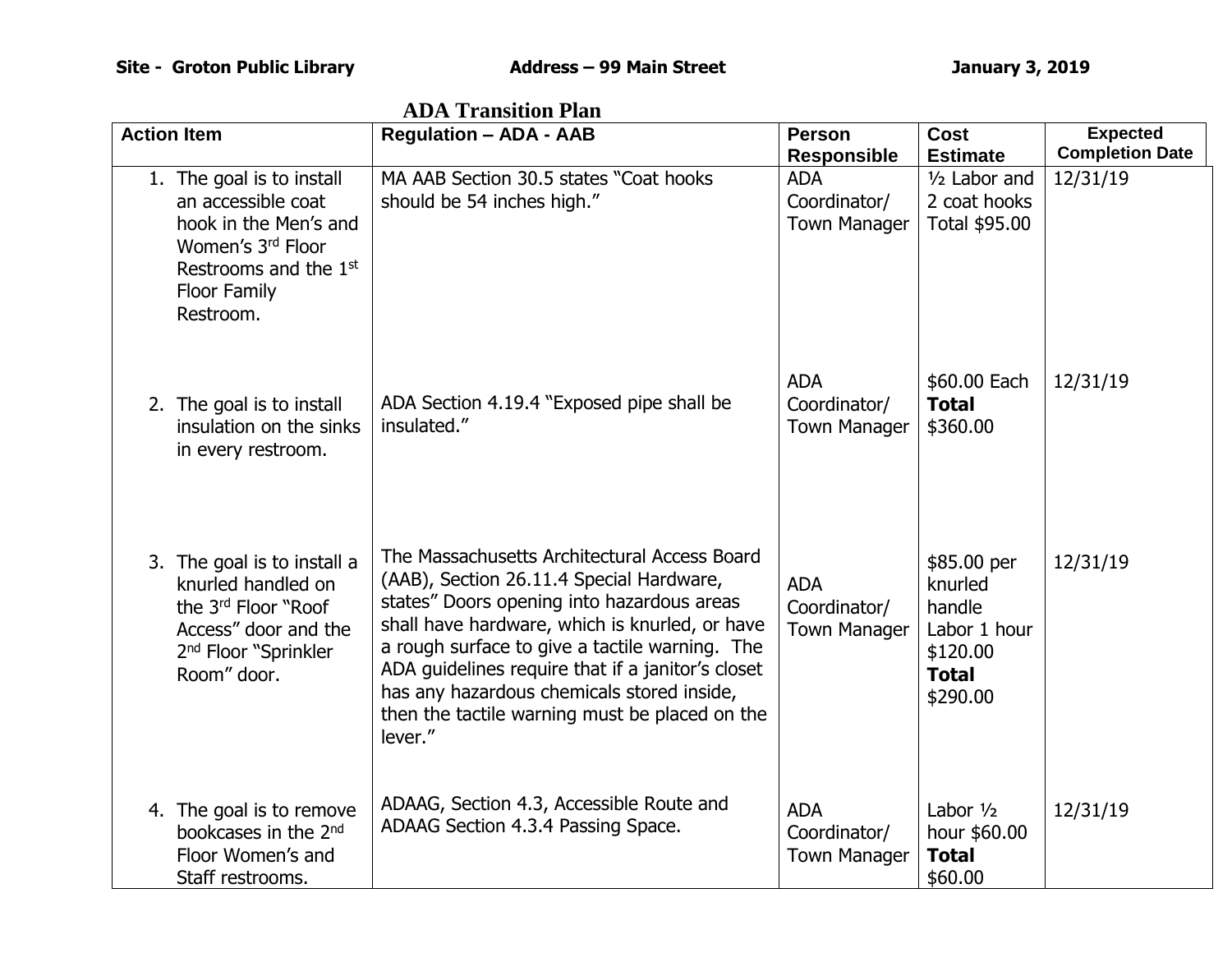**Site - Groton Public Library** **Address – 99 Main Street** **January 3, 2019**

# ADA Transition Plan

| Action Item | Regulation – ADA - AAB | Person Responsible | Cost Estimate | Expected Completion Date |
|---|---|---|---|---|
| 1. The goal is to install an accessible coat hook in the Men's and Women's 3rd Floor Restrooms and the 1st Floor Family Restroom. | MA AAB Section 30.5 states "Coat hooks should be 54 inches high." | ADA Coordinator/ Town Manager | ½ Labor and 2 coat hooks Total $95.00 | 12/31/19 |
| 2. The goal is to install insulation on the sinks in every restroom. | ADA Section 4.19.4 "Exposed pipe shall be insulated." | ADA Coordinator/ Town Manager | $60.00 Each **Total** $360.00 | 12/31/19 |
| 3. The goal is to install a knurled handled on the 3rd Floor "Roof Access" door and the 2nd Floor "Sprinkler Room" door. | The Massachusetts Architectural Access Board (AAB), Section 26.11.4 Special Hardware, states" Doors opening into hazardous areas shall have hardware, which is knurled, or have a rough surface to give a tactile warning. The ADA guidelines require that if a janitor's closet has any hazardous chemicals stored inside, then the tactile warning must be placed on the lever." | ADA Coordinator/ Town Manager | $85.00 per knurled handle Labor 1 hour $120.00 **Total** $290.00 | 12/31/19 |
| 4. The goal is to remove bookcases in the 2nd Floor Women's and Staff restrooms. | ADAAG, Section 4.3, Accessible Route and ADAAG Section 4.3.4 Passing Space. | ADA Coordinator/ Town Manager | Labor ½ hour $60.00 **Total** $60.00 | 12/31/19 |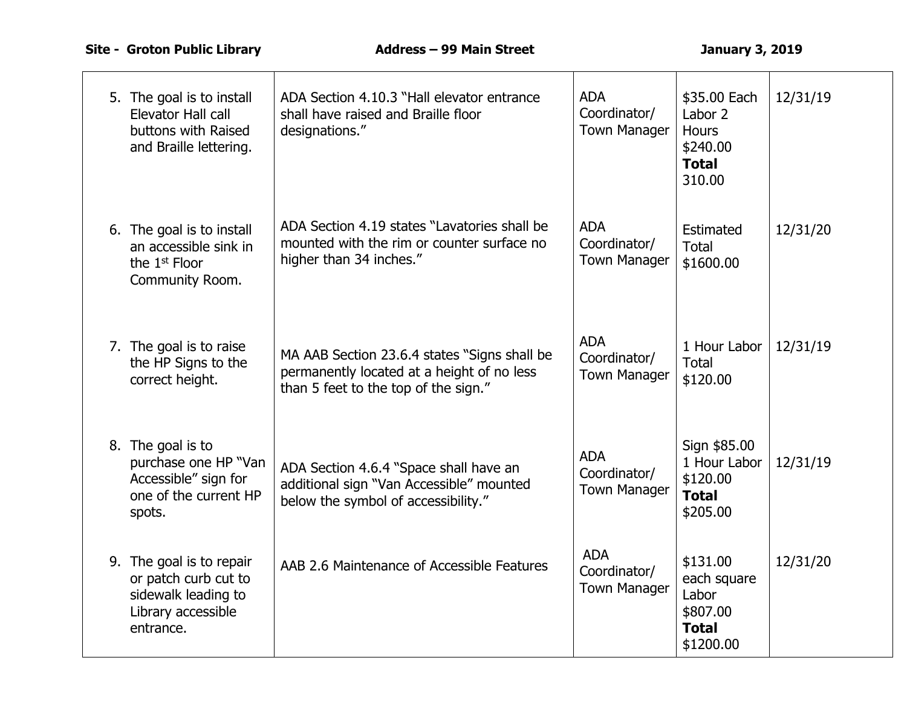| | | | | |
|---|---|---|---|---|
| 5. The goal is to install Elevator Hall call buttons with Raised and Braille lettering. | ADA Section 4.10.3 "Hall elevator entrance shall have raised and Braille floor designations." | ADA Coordinator/ Town Manager | $35.00 Each Labor 2 Hours $240.00 **Total** 310.00 | 12/31/19 |
| 6. The goal is to install an accessible sink in the 1st Floor Community Room. | ADA Section 4.19 states "Lavatories shall be mounted with the rim or counter surface no higher than 34 inches." | ADA Coordinator/ Town Manager | Estimated Total $1600.00 | 12/31/20 |
| 7. The goal is to raise the HP Signs to the correct height. | MA AAB Section 23.6.4 states "Signs shall be permanently located at a height of no less than 5 feet to the top of the sign." | ADA Coordinator/ Town Manager | 1 Hour Labor Total $120.00 | 12/31/19 |
| 8. The goal is to purchase one HP "Van Accessible" sign for one of the current HP spots. | ADA Section 4.6.4 "Space shall have an additional sign "Van Accessible" mounted below the symbol of accessibility." | ADA Coordinator/ Town Manager | Sign $85.00 1 Hour Labor $120.00 **Total** $205.00 | 12/31/19 |
| 9. The goal is to repair or patch curb cut to sidewalk leading to Library accessible entrance. | AAB 2.6 Maintenance of Accessible Features | ADA Coordinator/ Town Manager | $131.00 each square Labor $807.00 **Total** $1200.00 | 12/31/20 |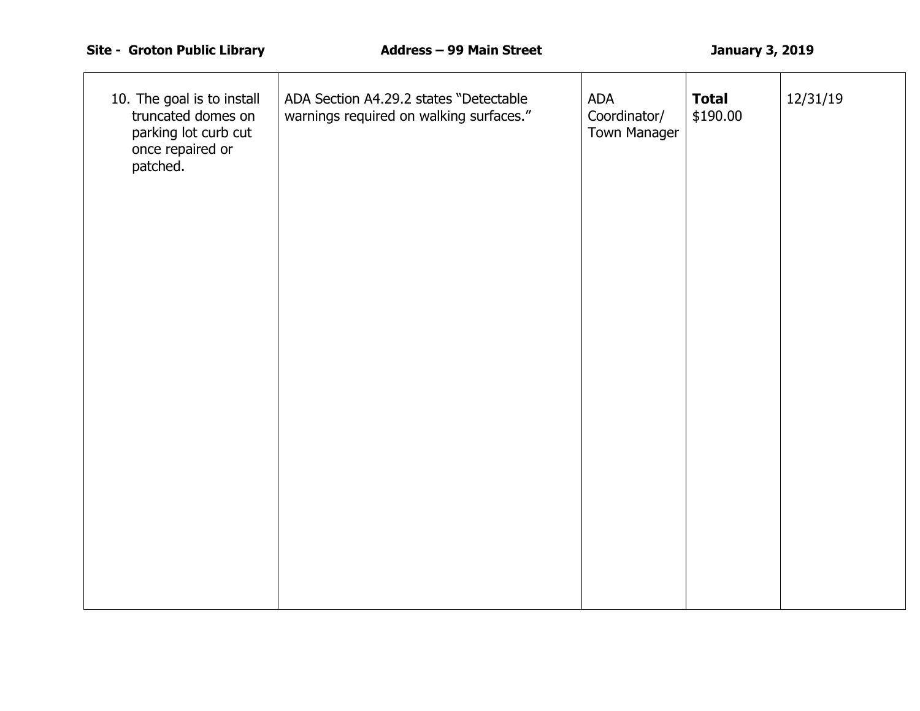| | | | | |
|---|---|---|---|---|
| 10. The goal is to install truncated domes on parking lot curb cut once repaired or patched. | ADA Section A4.29.2 states "Detectable warnings required on walking surfaces." | ADA Coordinator/ Town Manager | **Total** $190.00 | 12/31/19 |